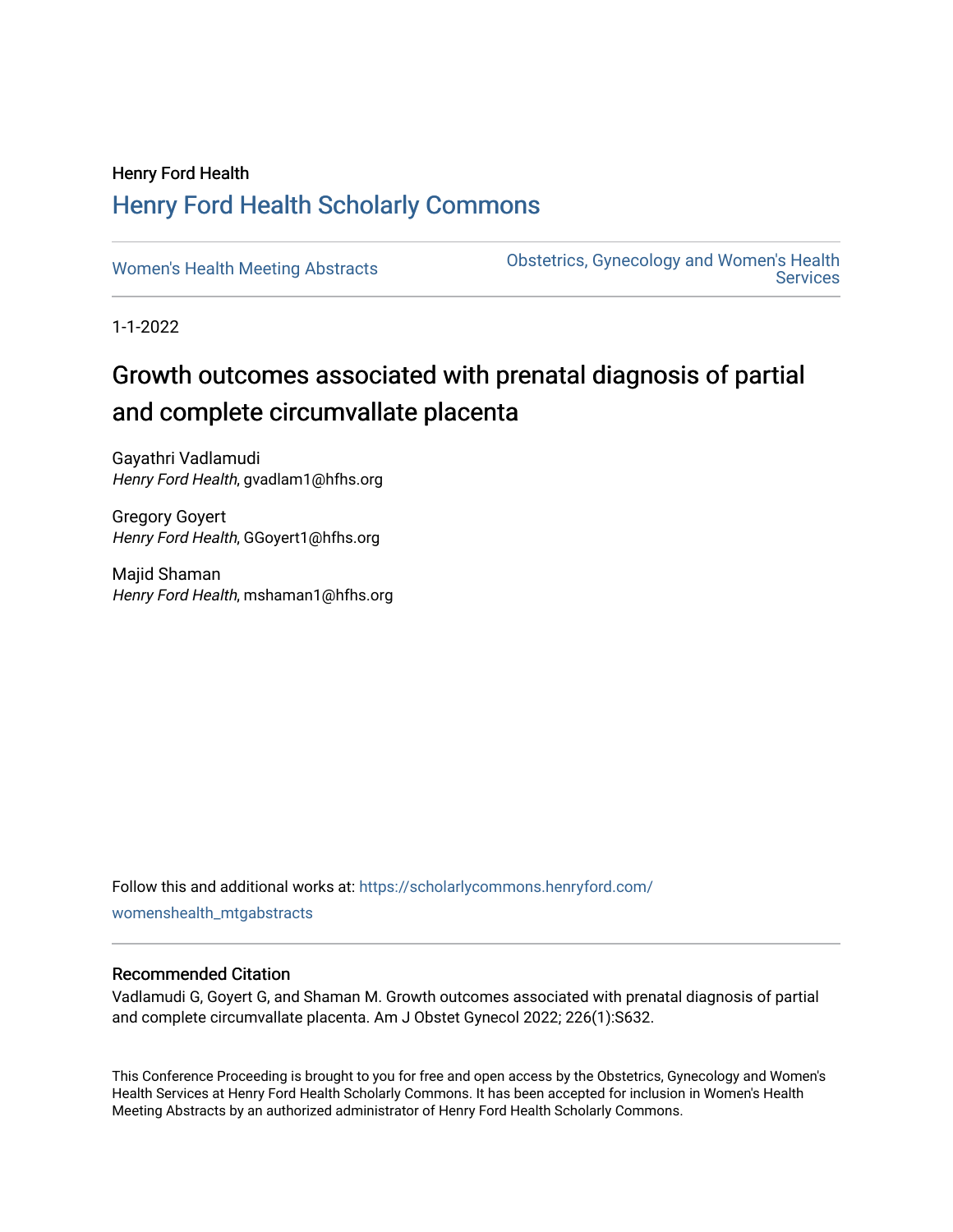Henry Ford Health

# Henry Ford Health Scholarly Commons

Women's Health Meeting Abstracts

Obstetrics, Gynecology and Women's Health Services

1-1-2022

## Growth outcomes associated with prenatal diagnosis of partial and complete circumvallate placenta

Gayathri Vadlamudi
*Henry Ford Health*, gvadlam1@hfhs.org

Gregory Goyert
*Henry Ford Health*, GGoyert1@hfhs.org

Majid Shaman
*Henry Ford Health*, mshaman1@hfhs.org

Follow this and additional works at: https://scholarlycommons.henryford.com/womenshealth_mtgabstracts

### Recommended Citation

Vadlamudi G, Goyert G, and Shaman M. Growth outcomes associated with prenatal diagnosis of partial and complete circumvallate placenta. Am J Obstet Gynecol 2022; 226(1):S632.

This Conference Proceeding is brought to you for free and open access by the Obstetrics, Gynecology and Women's Health Services at Henry Ford Health Scholarly Commons. It has been accepted for inclusion in Women's Health Meeting Abstracts by an authorized administrator of Henry Ford Health Scholarly Commons.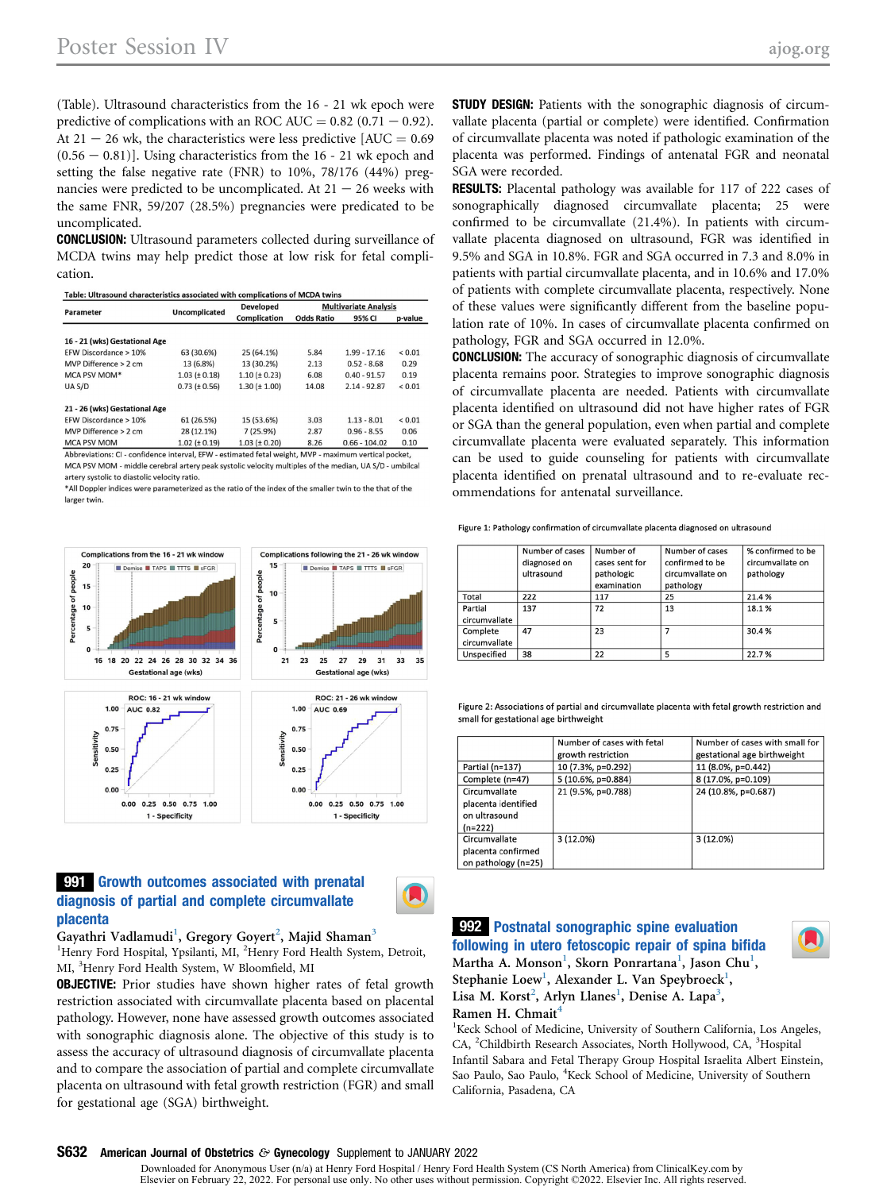(Table). Ultrasound characteristics from the 16 - 21 wk epoch were predictive of complications with an ROC AUC = 0.82 (0.71 − 0.92). At 21 − 26 wk, the characteristics were less predictive [AUC = 0.69 (0.56 − 0.81)]. Using characteristics from the 16 - 21 wk epoch and setting the false negative rate (FNR) to 10%, 78/176 (44%) pregnancies were predicted to be uncomplicated. At 21 − 26 weeks with the same FNR, 59/207 (28.5%) pregnancies were predicated to be uncomplicated.

**CONCLUSION:** Ultrasound parameters collected during surveillance of MCDA twins may help predict those at low risk for fetal complication.

Table: Ultrasound characteristics associated with complications of MCDA twins

| Parameter | Uncomplicated | Developed Complication | Multivariate Analysis | | |
|---|---|---|---|---|---|
| | | | Odds Ratio | 95% CI | p-value |
| **16 - 21 (wks) Gestational Age** | | | | | |
| EFW Discordance > 10% | 63 (30.6%) | 25 (64.1%) | 5.84 | 1.99 - 17.16 | < 0.01 |
| MVP Difference > 2 cm | 13 (6.8%) | 13 (30.2%) | 2.13 | 0.52 - 8.68 | 0.29 |
| MCA PSV MOM* | 1.03 (± 0.18) | 1.10 (± 0.23) | 6.08 | 0.40 - 91.57 | 0.19 |
| UA S/D | 0.73 (± 0.56) | 1.30 (± 1.00) | 14.08 | 2.14 - 92.87 | < 0.01 |
| **21 - 26 (wks) Gestational Age** | | | | | |
| EFW Discordance > 10% | 61 (26.5%) | 15 (53.6%) | 3.03 | 1.13 - 8.01 | < 0.01 |
| MVP Difference > 2 cm | 28 (12.1%) | 7 (25.9%) | 2.87 | 0.96 - 8.55 | 0.06 |
| MCA PSV MOM | 1.02 (± 0.19) | 1.03 (± 0.20) | 8.26 | 0.66 - 104.02 | 0.10 |

Abbreviations: CI - confidence interval, EFW - estimated fetal weight, MVP - maximum vertical pocket, MCA PSV MOM - middle cerebral artery peak systolic velocity multiples of the median, UA S/D - umbilcal artery systolic to diastolic velocity ratio.

*All Doppler indices were parameterized as the ratio of the index of the smaller twin to the that of the larger twin.

Complications from the 16 - 21 wk window
Demise TAPS TTTS sFGR
Percentage of people
20
15
10
5
0
16 18 20 22 24 26 28 30 32 34 36
Gestational age (wks)

Complications following the 21 - 26 wk window
Demise TAPS TTTS sFGR
Percentage of people
15
10
5
0
21 23 25 27 29 31 33 35
Gestational age (wks)

ROC: 16 - 21 wk window
AUC 0.82
Sensitivity
1.00
0.75
0.50
0.25
0.00
0.00 0.25 0.50 0.75 1.00
1 - Specificity

ROC: 21 - 26 wk window
AUC 0.69
Sensitivity
1.00
0.75
0.50
0.25
0.00
0.00 0.25 0.50 0.75 1.00
1 - Specificity

## 991 Growth outcomes associated with prenatal diagnosis of partial and complete circumvallate placenta

Gayathri Vadlamudi[1], Gregory Goyert[2], Majid Shaman[3]

[1]Henry Ford Hospital, Ypsilanti, MI, [2]Henry Ford Health System, Detroit, MI, [3]Henry Ford Health System, W Bloomfield, MI

**OBJECTIVE:** Prior studies have shown higher rates of fetal growth restriction associated with circumvallate placenta based on placental pathology. However, none have assessed growth outcomes associated with sonographic diagnosis alone. The objective of this study is to assess the accuracy of ultrasound diagnosis of circumvallate placenta and to compare the association of partial and complete circumvallate placenta on ultrasound with fetal growth restriction (FGR) and small for gestational age (SGA) birthweight.

**STUDY DESIGN:** Patients with the sonographic diagnosis of circumvallate placenta (partial or complete) were identified. Confirmation of circumvallate placenta was noted if pathologic examination of the placenta was performed. Findings of antenatal FGR and neonatal SGA were recorded.

**RESULTS:** Placental pathology was available for 117 of 222 cases of sonographically diagnosed circumvallate placenta; 25 were confirmed to be circumvallate (21.4%). In patients with circumvallate placenta diagnosed on ultrasound, FGR was identified in 9.5% and SGA in 10.8%. FGR and SGA occurred in 7.3 and 8.0% in patients with partial circumvallate placenta, and in 10.6% and 17.0% of patients with complete circumvallate placenta, respectively. None of these values were significantly different from the baseline population rate of 10%. In cases of circumvallate placenta confirmed on pathology, FGR and SGA occurred in 12.0%.

**CONCLUSION:** The accuracy of sonographic diagnosis of circumvallate placenta remains poor. Strategies to improve sonographic diagnosis of circumvallate placenta are needed. Patients with circumvallate placenta identified on ultrasound did not have higher rates of FGR or SGA than the general population, even when partial and complete circumvallate placenta were evaluated separately. This information can be used to guide counseling for patients with circumvallate placenta identified on prenatal ultrasound and to re-evaluate recommendations for antenatal surveillance.

Figure 1: Pathology confirmation of circumvallate placenta diagnosed on ultrasound

| | Number of cases diagnosed on ultrasound | Number of cases sent for pathologic examination | Number of cases confirmed to be circumvallate on pathology | % confirmed to be circumvallate on pathology |
|---|---|---|---|---|
| Total | 222 | 117 | 25 | 21.4 % |
| Partial circumvallate | 137 | 72 | 13 | 18.1 % |
| Complete circumvallate | 47 | 23 | 7 | 30.4 % |
| Unspecified | 38 | 22 | 5 | 22.7 % |

Figure 2: Associations of partial and circumvallate placenta with fetal growth restriction and small for gestational age birthweight

| | Number of cases with fetal growth restriction | Number of cases with small for gestational age birthweight |
|---|---|---|
| Partial (n=137) | 10 (7.3%, p=0.292) | 11 (8.0%, p=0.442) |
| Complete (n=47) | 5 (10.6%, p=0.884) | 8 (17.0%, p=0.109) |
| Circumvallate placenta identified on ultrasound (n=222) | 21 (9.5%, p=0.788) | 24 (10.8%, p=0.687) |
| Circumvallate placenta confirmed on pathology (n=25) | 3 (12.0%) | 3 (12.0%) |

## 992 Postnatal sonographic spine evaluation following in utero fetoscopic repair of spina bifida

Martha A. Monson[1], Skorn Ponrartana[1], Jason Chu[1], Stephanie Loew[1], Alexander L. Van Speybroeck[1], Lisa M. Korst[2], Arlyn Llanes[1], Denise A. Lapa[3], Ramen H. Chmait[4]

[1]Keck School of Medicine, University of Southern California, Los Angeles, CA, [2]Childbirth Research Associates, North Hollywood, CA, [3]Hospital Infantil Sabara and Fetal Therapy Group Hospital Israelita Albert Einstein, Sao Paulo, Sao Paulo, [4]Keck School of Medicine, University of Southern California, Pasadena, CA